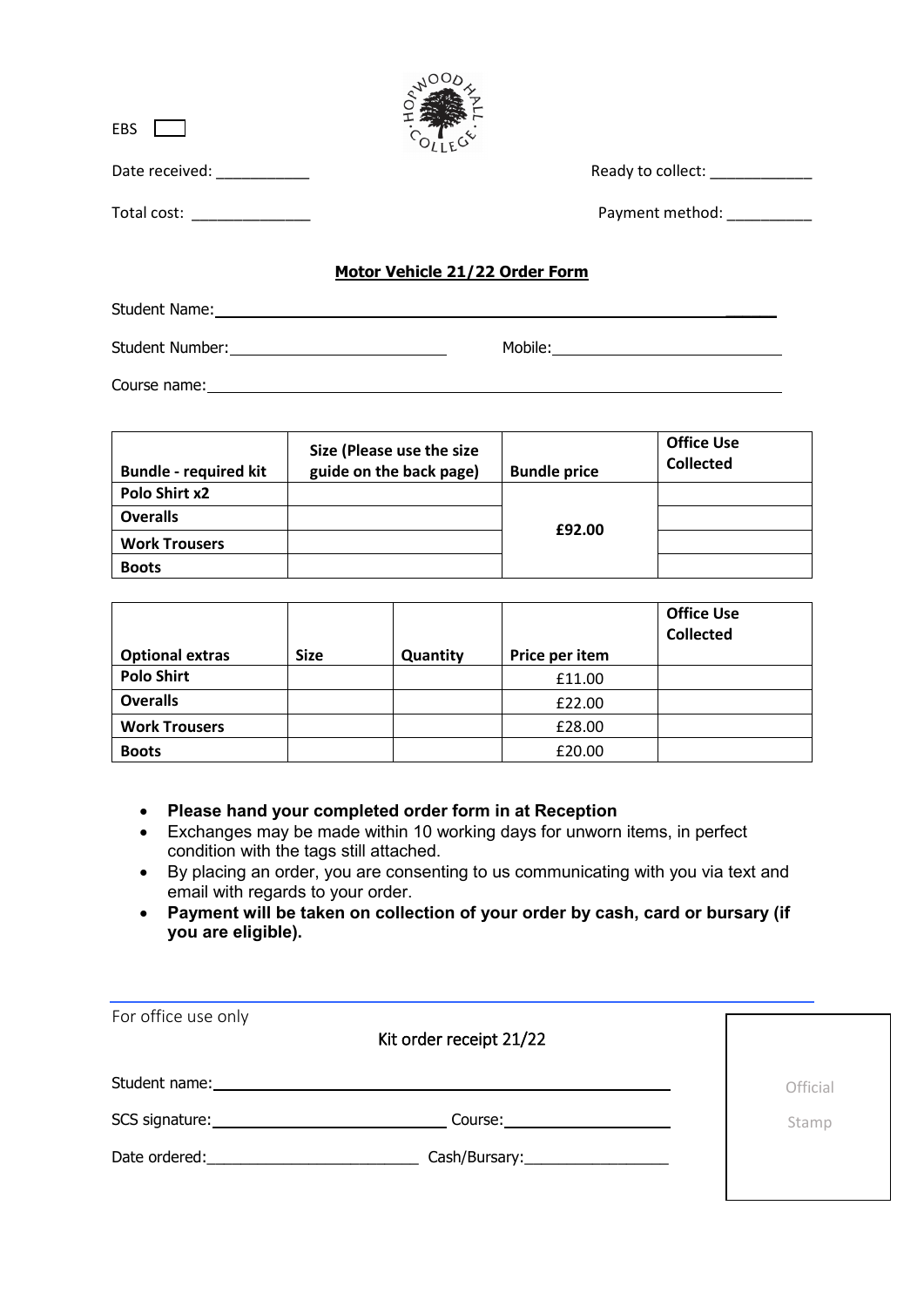EBS ☐

Hopwood Hall College

Date received: ___________ Ready to collect: ____________

Total cost: ______________ Payment method: __________

## Motor Vehicle 21/22 Order Form

Student Name: ______________________________________________

Student Number: ________________________ Mobile: ________________________

Course name: ______________________________________________

| Bundle - required kit | Size (Please use the size guide on the back page) | Bundle price | Office Use Collected |
|---|---|---|---|
| **Polo Shirt x2** | | **£92.00** | |
| **Overalls** | | | |
| **Work Trousers** | | | |
| **Boots** | | | |

| Optional extras | Size | Quantity | Price per item | Office Use Collected |
|---|---|---|---|---|
| **Polo Shirt** | | | £11.00 | |
| **Overalls** | | | £22.00 | |
| **Work Trousers** | | | £28.00 | |
| **Boots** | | | £20.00 | |

- **Please hand your completed order form in at Reception**
- Exchanges may be made within 10 working days for unworn items, in perfect condition with the tags still attached.
- By placing an order, you are consenting to us communicating with you via text and email with regards to your order.
- **Payment will be taken on collection of your order by cash, card or bursary (if you are eligible).**

---

For office use only

Kit order receipt 21/22

Student name: ______________________________________________

SCS signature: ________________________ Course: ________________________

Date ordered: ________________________ Cash/Bursary: ________________

Official Stamp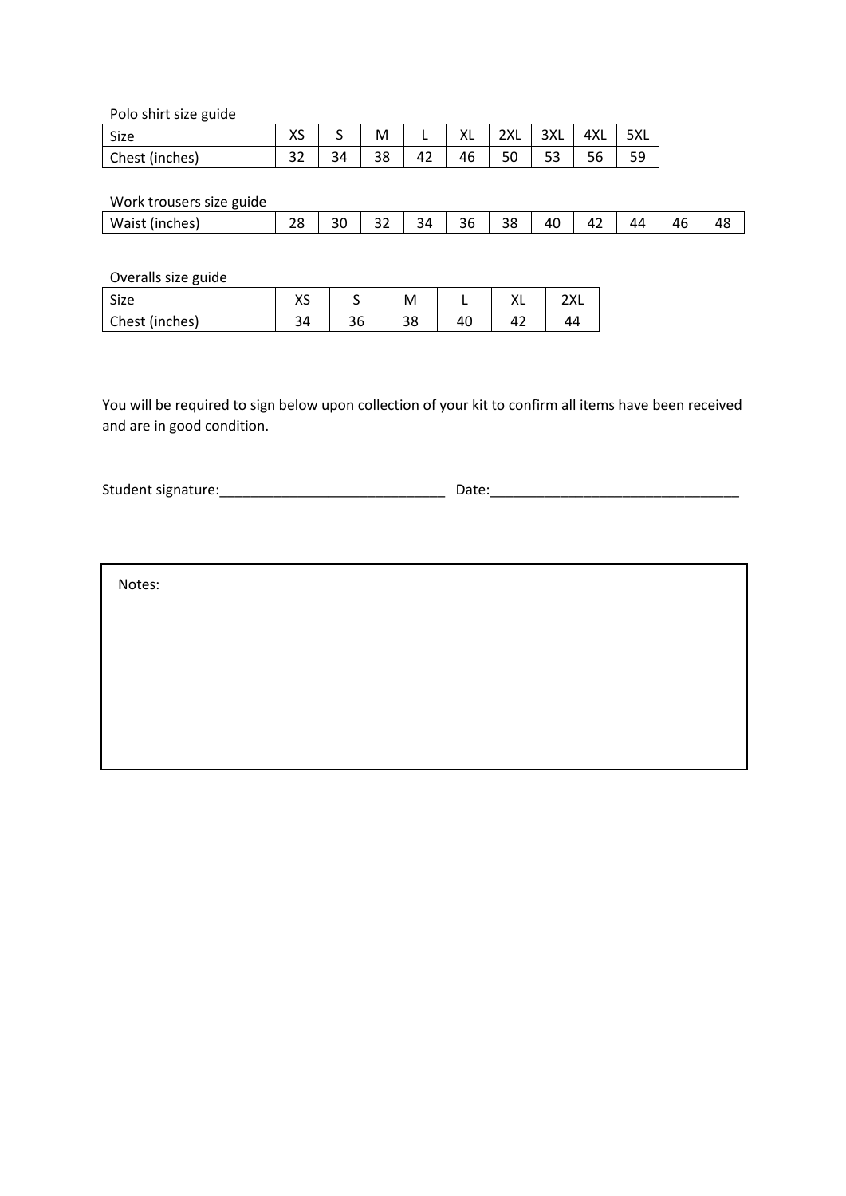Polo shirt size guide

| Size | XS | S | M | L | XL | 2XL | 3XL | 4XL | 5XL |
|---|---|---|---|---|---|---|---|---|---|
| Chest (inches) | 32 | 34 | 38 | 42 | 46 | 50 | 53 | 56 | 59 |

Work trousers size guide

| | | | | | | | | | | | |
|---|---|---|---|---|---|---|---|---|---|---|---|
| Waist (inches) | 28 | 30 | 32 | 34 | 36 | 38 | 40 | 42 | 44 | 46 | 48 |

Overalls size guide

| Size | XS | S | M | L | XL | 2XL |
|---|---|---|---|---|---|---|
| Chest (inches) | 34 | 36 | 38 | 40 | 42 | 44 |

You will be required to sign below upon collection of your kit to confirm all items have been received and are in good condition.

Student signature:______________________________ Date:________________________________

Notes: